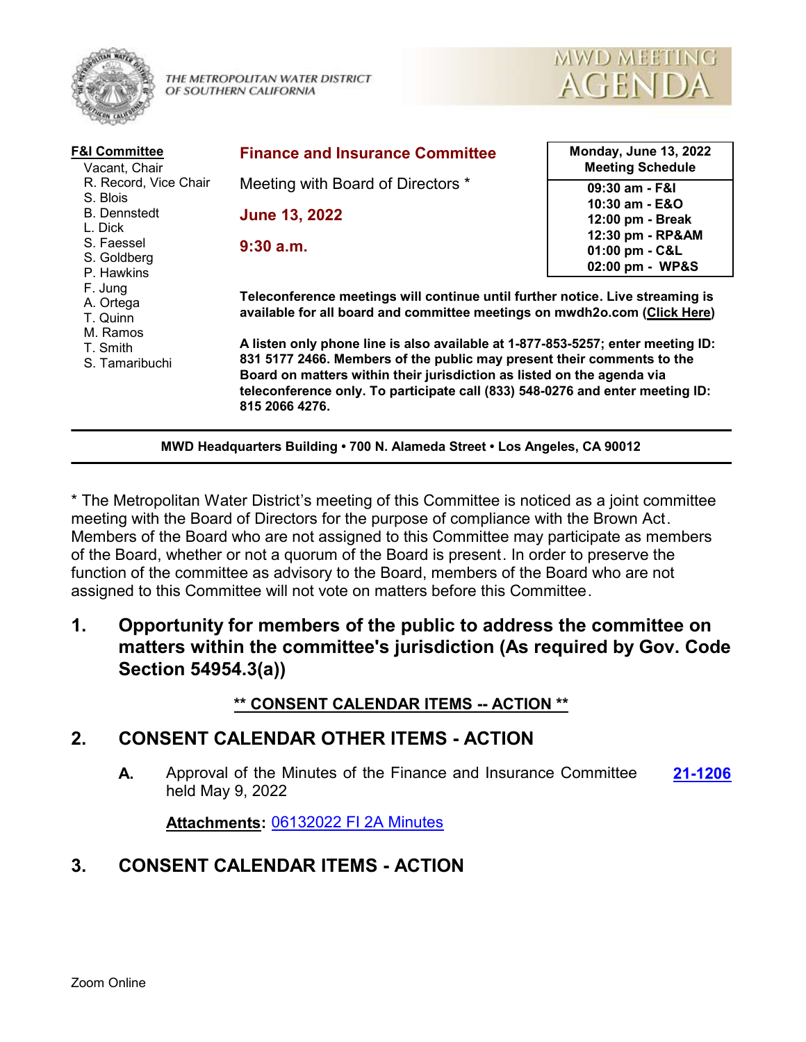THE METROPOLITAN WATER DISTRICT OF SOUTHERN CALIFORNIA

MWD MEETING AGENDA

**F&I Committee**
- Vacant, Chair
- R. Record, Vice Chair
- S. Blois
- B. Dennstedt
- L. Dick
- S. Faessel
- S. Goldberg
- P. Hawkins
- F. Jung
- A. Ortega
- T. Quinn
- M. Ramos
- T. Smith
- S. Tamaribuchi

**Finance and Insurance Committee**

Meeting with Board of Directors *

**June 13, 2022**

**9:30 a.m.**

| Monday, June 13, 2022 Meeting Schedule |
|---|
| 09:30 am - F&I |
| 10:30 am - E&O |
| 12:00 pm - Break |
| 12:30 pm - RP&AM |
| 01:00 pm - C&L |
| 02:00 pm - WP&S |

**Teleconference meetings will continue until further notice. Live streaming is available for all board and committee meetings on mwdh2o.com (Click Here)**

**A listen only phone line is also available at 1-877-853-5257; enter meeting ID: 831 5177 2466. Members of the public may present their comments to the Board on matters within their jurisdiction as listed on the agenda via teleconference only. To participate call (833) 548-0276 and enter meeting ID: 815 2066 4276.**

**MWD Headquarters Building • 700 N. Alameda Street • Los Angeles, CA 90012**

* The Metropolitan Water District's meeting of this Committee is noticed as a joint committee meeting with the Board of Directors for the purpose of compliance with the Brown Act. Members of the Board who are not assigned to this Committee may participate as members of the Board, whether or not a quorum of the Board is present. In order to preserve the function of the committee as advisory to the Board, members of the Board who are not assigned to this Committee will not vote on matters before this Committee.

## 1. Opportunity for members of the public to address the committee on matters within the committee's jurisdiction (As required by Gov. Code Section 54954.3(a))

**** CONSENT CALENDAR ITEMS -- ACTION ****

## 2. CONSENT CALENDAR OTHER ITEMS - ACTION

**A.** Approval of the Minutes of the Finance and Insurance Committee held May 9, 2022 — **21-1206**

**Attachments:** 06132022 FI 2A Minutes

## 3. CONSENT CALENDAR ITEMS - ACTION

Zoom Online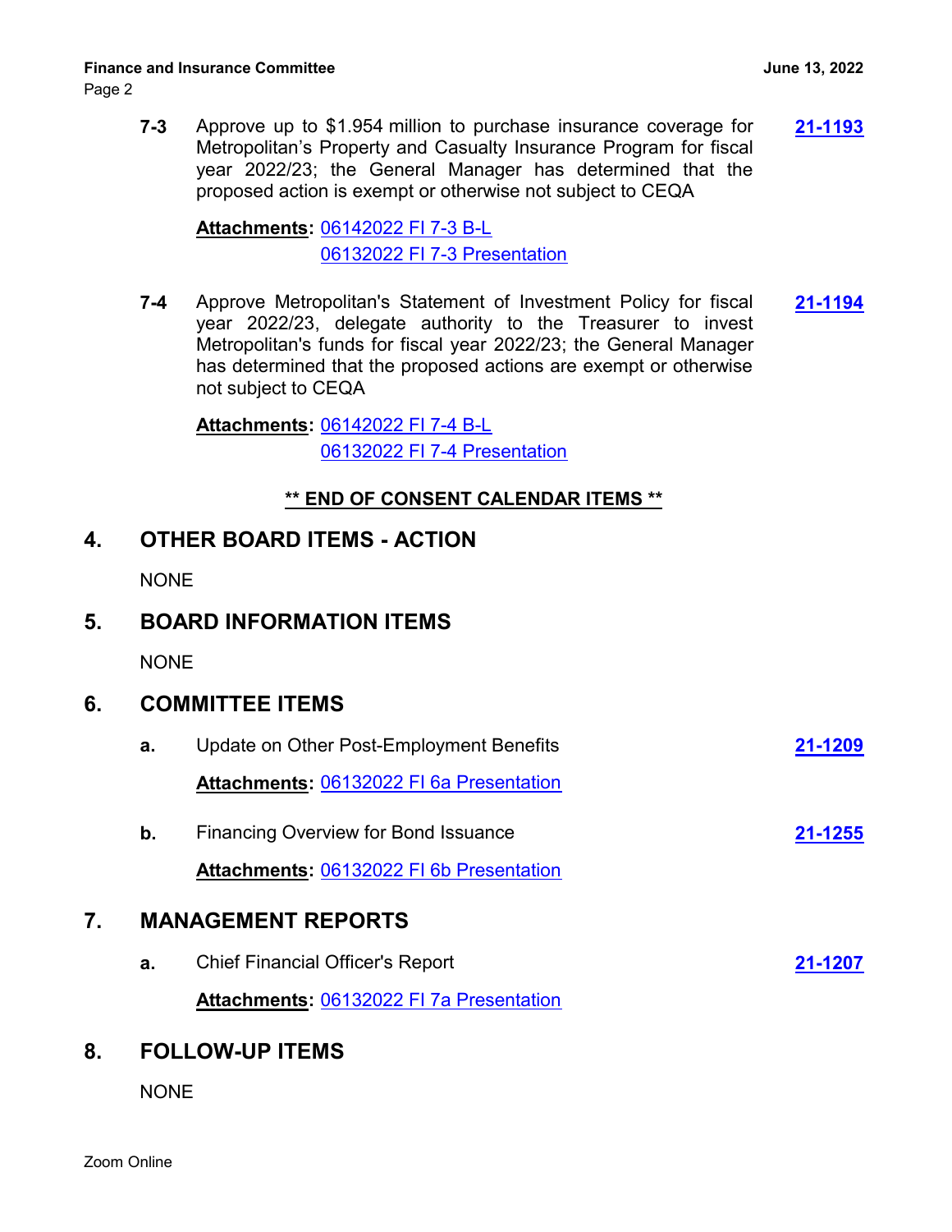**7-3** Approve up to $1.954 million to purchase insurance coverage for Metropolitan's Property and Casualty Insurance Program for fiscal year 2022/23; the General Manager has determined that the proposed action is exempt or otherwise not subject to CEQA **21-1193**

**Attachments:** 06142022 FI 7-3 B-L
06132022 FI 7-3 Presentation

**7-4** Approve Metropolitan's Statement of Investment Policy for fiscal year 2022/23, delegate authority to the Treasurer to invest Metropolitan's funds for fiscal year 2022/23; the General Manager has determined that the proposed actions are exempt or otherwise not subject to CEQA **21-1194**

**Attachments:** 06142022 FI 7-4 B-L
06132022 FI 7-4 Presentation

**\*\* END OF CONSENT CALENDAR ITEMS \*\***

## 4. OTHER BOARD ITEMS - ACTION

NONE

## 5. BOARD INFORMATION ITEMS

NONE

## 6. COMMITTEE ITEMS

**a.** Update on Other Post-Employment Benefits **21-1209**

**Attachments:** 06132022 FI 6a Presentation

**b.** Financing Overview for Bond Issuance **21-1255**

**Attachments:** 06132022 FI 6b Presentation

## 7. MANAGEMENT REPORTS

**a.** Chief Financial Officer's Report **21-1207**

**Attachments:** 06132022 FI 7a Presentation

## 8. FOLLOW-UP ITEMS

NONE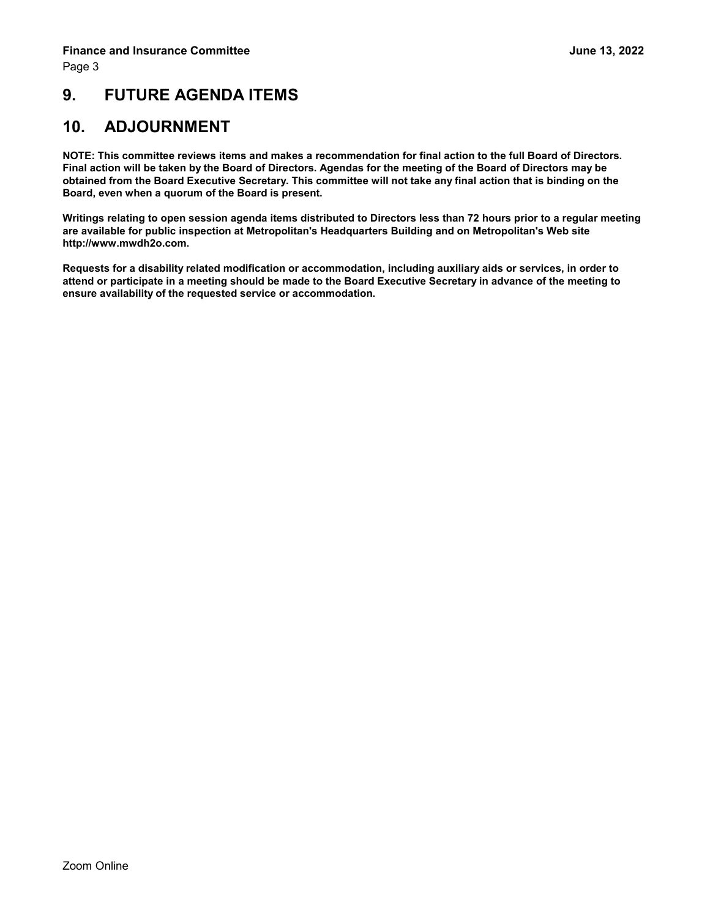# 9. FUTURE AGENDA ITEMS

# 10. ADJOURNMENT

**NOTE: This committee reviews items and makes a recommendation for final action to the full Board of Directors. Final action will be taken by the Board of Directors. Agendas for the meeting of the Board of Directors may be obtained from the Board Executive Secretary. This committee will not take any final action that is binding on the Board, even when a quorum of the Board is present.**

**Writings relating to open session agenda items distributed to Directors less than 72 hours prior to a regular meeting are available for public inspection at Metropolitan's Headquarters Building and on Metropolitan's Web site http://www.mwdh2o.com.**

**Requests for a disability related modification or accommodation, including auxiliary aids or services, in order to attend or participate in a meeting should be made to the Board Executive Secretary in advance of the meeting to ensure availability of the requested service or accommodation.**